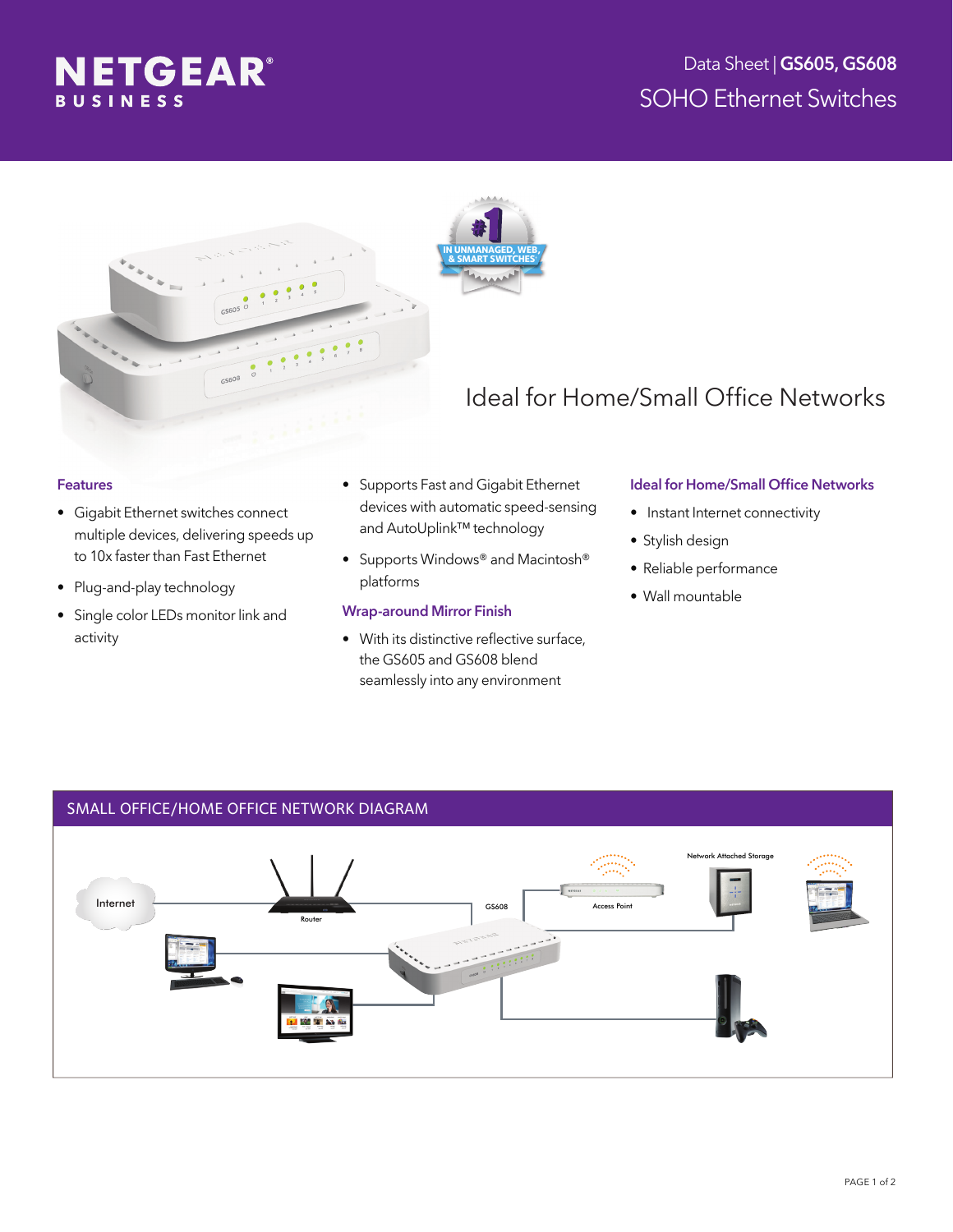# NETGEAR BUSINESS

Data Sheet | **GS605, GS608**

SOHO Ethernet Switches

## Ideal for Home/Small Office Networks

### Features

- Gigabit Ethernet switches connect multiple devices, delivering speeds up to 10x faster than Fast Ethernet
- Plug-and-play technology
- Single color LEDs monitor link and activity
- Supports Fast and Gigabit Ethernet devices with automatic speed-sensing and AutoUplink™ technology
- Supports Windows® and Macintosh® platforms

### Wrap-around Mirror Finish

- With its distinctive reflective surface, the GS605 and GS608 blend seamlessly into any environment

### Ideal for Home/Small Office Networks

- Instant Internet connectivity
- Stylish design
- Reliable performance
- Wall mountable

## SMALL OFFICE/HOME OFFICE NETWORK DIAGRAM

Internet

Router

GS608

Access Point

Network Attached Storage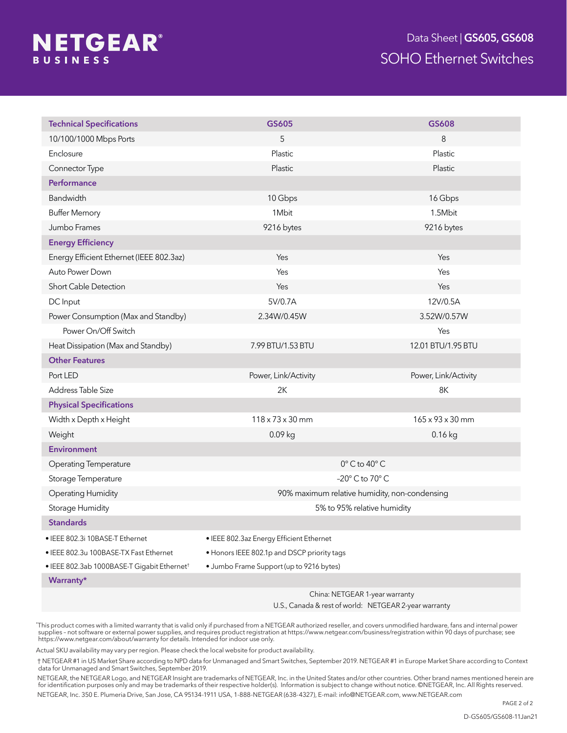| Technical Specifications | GS605 | GS608 |
|---|---|---|
| 10/100/1000 Mbps Ports | 5 | 8 |
| Enclosure | Plastic | Plastic |
| Connector Type | Plastic | Plastic |
| **Performance** | | |
| Bandwidth | 10 Gbps | 16 Gbps |
| Buffer Memory | 1Mbit | 1.5Mbit |
| Jumbo Frames | 9216 bytes | 9216 bytes |
| **Energy Efficiency** | | |
| Energy Efficient Ethernet (IEEE 802.3az) | Yes | Yes |
| Auto Power Down | Yes | Yes |
| Short Cable Detection | Yes | Yes |
| DC Input | 5V/0.7A | 12V/0.5A |
| Power Consumption (Max and Standby) | 2.34W/0.45W | 3.52W/0.57W |
| Power On/Off Switch | | Yes |
| Heat Dissipation (Max and Standby) | 7.99 BTU/1.53 BTU | 12.01 BTU/1.95 BTU |
| **Other Features** | | |
| Port LED | Power, Link/Activity | Power, Link/Activity |
| Address Table Size | 2K | 8K |
| **Physical Specifications** | | |
| Width x Depth x Height | 118 x 73 x 30 mm | 165 x 93 x 30 mm |
| Weight | 0.09 kg | 0.16 kg |
| **Environment** | | |
| Operating Temperature | 0° C to 40° C | |
| Storage Temperature | -20° C to 70° C | |
| Operating Humidity | 90% maximum relative humidity, non-condensing | |
| Storage Humidity | 5% to 95% relative humidity | |
| **Standards** | | |
| • IEEE 802.3i 10BASE-T Ethernet | • IEEE 802.3az Energy Efficient Ethernet | |
| • IEEE 802.3u 100BASE-TX Fast Ethernet | • Honors IEEE 802.1p and DSCP priority tags | |
| • IEEE 802.3ab 1000BASE-T Gigabit Ethernet† | • Jumbo Frame Support (up to 9216 bytes) | |
| **Warranty*** | | |
| | China: NETGEAR 1-year warranty<br>U.S., Canada & rest of world: NETGEAR 2-year warranty | |

*This product comes with a limited warranty that is valid only if purchased from a NETGEAR authorized reseller, and covers unmodified hardware, fans and internal power supplies – not software or external power supplies, and requires product registration at https://www.netgear.com/business/registration within 90 days of purchase; see https://www.netgear.com/about/warranty for details. Intended for indoor use only.

Actual SKU availability may vary per region. Please check the local website for product availability.

† NETGEAR #1 in US Market Share according to NPD data for Unmanaged and Smart Switches, September 2019. NETGEAR #1 in Europe Market Share according to Context data for Unmanaged and Smart Switches, September 2019.

NETGEAR, the NETGEAR Logo, and NETGEAR Insight are trademarks of NETGEAR, Inc. in the United States and/or other countries. Other brand names mentioned herein are for identification purposes only and may be trademarks of their respective holder(s). Information is subject to change without notice. ©NETGEAR, Inc. All Rights reserved.

NETGEAR, Inc. 350 E. Plumeria Drive, San Jose, CA 95134-1911 USA, 1-888-NETGEAR (638-4327), E-mail: info@NETGEAR.com, www.NETGEAR.com

D-GS605/GS608-11Jan21